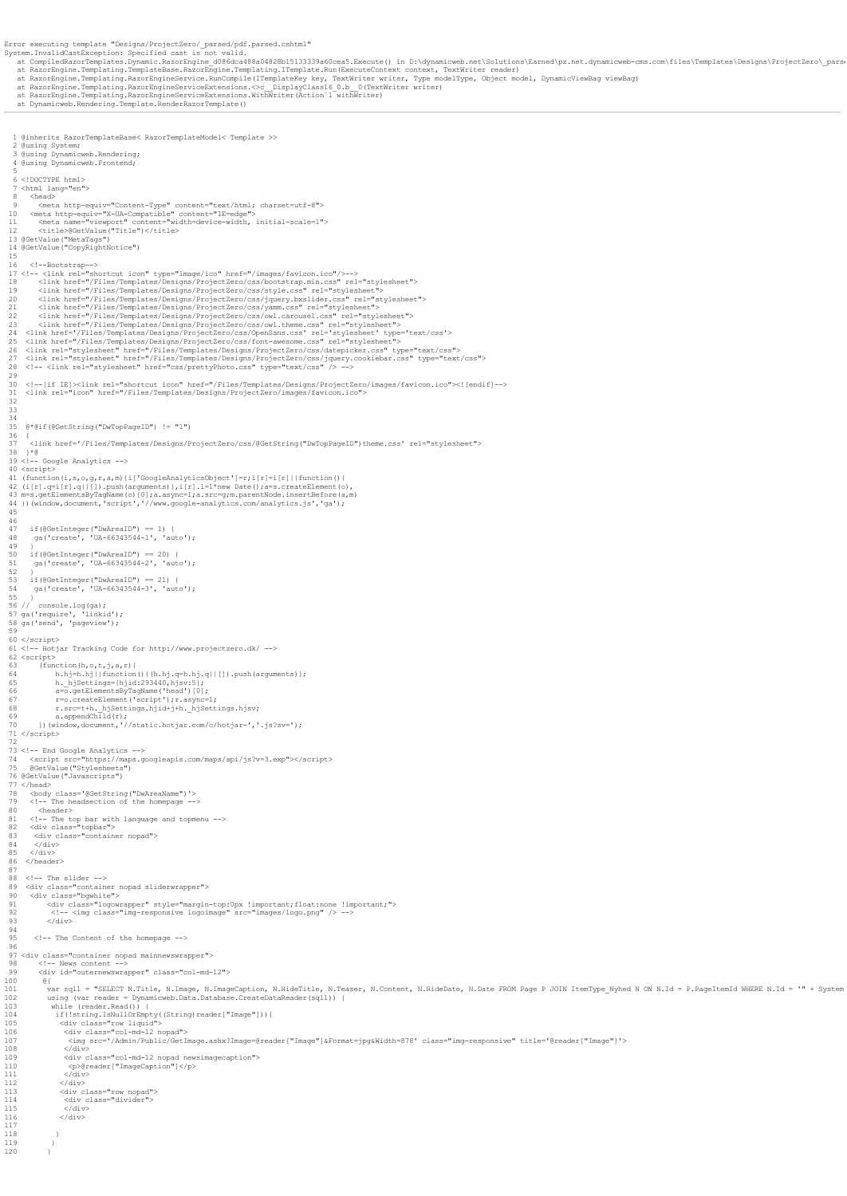Error executing template "Designs/ProjectZero/_parsed/pdf.parsed.cshtml"
System.InvalidCastException: Specified cast is not valid.
   at CompiledRazorTemplates.Dynamic.RazorEngine_d086dca488a04828b15133339a60cea5.Execute() in D:\dynamicweb.net\Solutions\Earned\pz.net.dynamicweb-cms.com\files\Templates\Designs\ProjectZero\_parse
   at RazorEngine.Templating.TemplateBase.RazorEngine.Templating.ITemplate.Run(ExecuteContext context, TextWriter reader)
   at RazorEngine.Templating.RazorEngineService.RunCompile(ITemplateKey key, TextWriter writer, Type modelType, Object model, DynamicViewBag viewBag)
   at RazorEngine.Templating.RazorEngineServiceExtensions.<>c__DisplayClass16_0.<b__0>(TextWriter writer)
   at RazorEngine.Templating.RazorEngineServiceExtensions.WithWriter(Action`1 withWriter)
   at Dynamicweb.Rendering.Template.RenderRazorTemplate()

---

```
  1 @inherits RazorTemplateBase< RazorTemplateModel< Template >>
  2 @using System;
  3 @using Dynamicweb.Rendering;
  4 @using Dynamicweb.Frontend;
  5
  6 <!DOCTYPE html>
  7 <html lang="en">
  8   <head>
  9     <meta http-equiv="Content-Type" content="text/html; charset=utf-8">
 10   <meta http-equiv="X-UA-Compatible" content="IE=edge">
 11     <meta name="viewport" content="width=device-width, initial-scale=1">
 12     <title>@GetValue("Title")</title>
 13 @GetValue("MetaTags")
 14 @GetValue("CopyRightNotice")
 15
 16   <!--Bootstrap-->
 17 <!-- <link rel="shortcut icon" type="image/ico" href="/images/favicon.ico"/>-->
 18     <link href="/Files/Templates/Designs/ProjectZero/css/bootstrap.min.css" rel="stylesheet">
 19     <link href="/Files/Templates/Designs/ProjectZero/css/style.css" rel="stylesheet">
 20     <link href="/Files/Templates/Designs/ProjectZero/css/jquery.bxslider.css" rel="stylesheet">
 21     <link href="/Files/Templates/Designs/ProjectZero/css/yamm.css" rel="stylesheet">
 22     <link href="/Files/Templates/Designs/ProjectZero/css/owl.carousel.css" rel="stylesheet">
 23     <link href="/Files/Templates/Designs/ProjectZero/css/owl.theme.css" rel="stylesheet">
 24  <link href='/Files/Templates/Designs/ProjectZero/css/OpenSans.css' rel='stylesheet' type='text/css'>
 25  <link href="/Files/Templates/Designs/ProjectZero/css/font-awesome.css" rel="stylesheet">
 26  <link rel="stylesheet" href="/Files/Templates/Designs/ProjectZero/css/datepicker.css" type="text/css">
 27  <link rel="stylesheet" href="/Files/Templates/Designs/ProjectZero/css/jquery.cookiebar.css" type="text/css">
 28  <!-- <link rel="stylesheet" href="css/prettyPhoto.css" type="text/css" /> -->
 29
 30  <!--[if IE]><link rel="shortcut icon" href="/Files/Templates/Designs/ProjectZero/images/favicon.ico"><![endif]-->
 31  <link rel="icon" href="/Files/Templates/Designs/ProjectZero/images/favicon.ico">
 32
 33
 34
 35  @*@if(@GetString("DwTopPageID") != "1")
 36  {
 37   <link href='/Files/Templates/Designs/ProjectZero/css/@GetString("DwTopPageID")theme.css' rel="stylesheet">
 38  }*@
 39 <!-- Google Analytics -->
 40 <script>
 41 (function(i,s,o,g,r,a,m){i['GoogleAnalyticsObject']=r;i[r]=i[r]||function(){
 42 (i[r].q=i[r].q||[]).push(arguments)},i[r].l=1*new Date();a=s.createElement(o),
 43 m=s.getElementsByTagName(o)[0];a.async=1;a.src=g;m.parentNode.insertBefore(a,m)
 44 })(window,document,'script','//www.google-analytics.com/analytics.js','ga');
 45
 46
 47   if(@GetInteger("DwAreaID") == 1) {
 48    ga('create', 'UA-66343544-1', 'auto');
 49   }
 50   if(@GetInteger("DwAreaID") == 20) {
 51    ga('create', 'UA-66343544-2', 'auto');
 52   }
 53   if(@GetInteger("DwAreaID") == 21) {
 54    ga('create', 'UA-66343544-3', 'auto');
 55   }
 56 //  console.log(ga);
 57 ga('require', 'linkid');
 58 ga('send', 'pageview');
 59
 60 </script>
 61 <!-- Hotjar Tracking Code for http://www.projectzero.dk/ -->
 62 <script>
 63     (function(h,o,t,j,a,r){
 64         h.hj=h.hj||function(){(h.hj.q=h.hj.q||[]).push(arguments)};
 65         h._hjSettings={hjid:293440,hjsv:5};
 66         a=o.getElementsByTagName('head')[0];
 67         r=o.createElement('script');r.async=1;
 68         r.src=t+h._hjSettings.hjid+j+h._hjSettings.hjsv;
 69         a.appendChild(r);
 70     })(window,document,'//static.hotjar.com/c/hotjar-','.js?sv=');
 71 </script>
 72
 73 <!-- End Google Analytics -->
 74   <script src="https://maps.googleapis.com/maps/api/js?v=3.exp"></script>
 75   @GetValue("Stylesheets")
 76 @GetValue("Javascripts")
 77 </head>
 78   <body class='@GetString("DwAreaName")'>
 79   <!-- The headsection of the homepage -->
 80     <header>
 81   <!-- The top bar with language and topmenu -->
 82   <div class="topbar">
 83    <div class="container nopad">
 84    </div>
 85   </div>
 86  </header>
 87
 88  <!-- The slider -->
 89  <div class="container nopad sliderwrapper">
 90   <div class="bgwhite">
 91       <div class="logowrapper" style="margin-top:0px !important;float:none !important;">
 92        <!-- <img class="img-responsive logoimage" src="images/logo.png" /> -->
 93       </div>
 94
 95    <!-- The Content of the homepage -->
 96
 97 <div class="container nopad mainnewswrapper">
 98     <!-- News content -->
 99     <div id="outernewswrapper" class="col-md-12">
100      @{
101       var sql1 = "SELECT N.Title, N.Image, N.ImageCaption, N.HideTitle, N.Teaser, N.Content, N.HideDate, N.Date FROM Page P JOIN ItemType_Nyhed N ON N.Id = P.PageItemId WHERE N.Id = '" + System
102       using (var reader = Dynamicweb.Data.Database.CreateDataReader(sql1)) {
103        while (reader.Read()) {
104         if(!string.IsNullOrEmpty((String)reader["Image"])){
105          <div class="row liquid">
106           <div class="col-md-12 nopad">
107            <img src='/Admin/Public/GetImage.ashx?Image=@reader["Image"]&Format=jpg&Width=878' class="img-responsive" title='@reader["Image"]'>
108           </div>
109           <div class="col-md-12 nopad newsimagecaption">
110            <p>@reader["ImageCaption"]</p>
111           </div>
112          </div>
113          <div class="row nopad">
114           <div class="divider">
115           </div>
116          </div>
117
118         }
119        }
120       }
```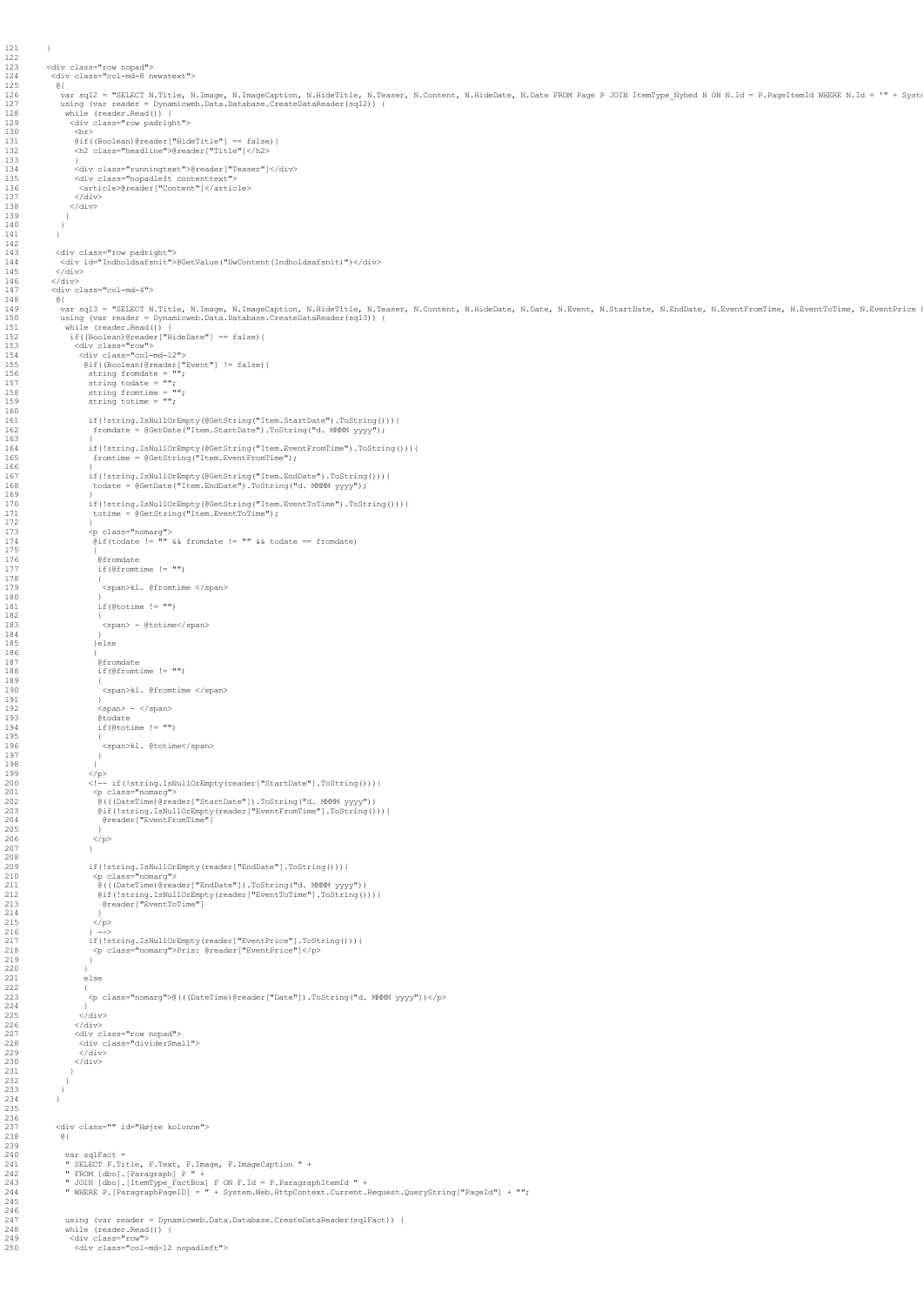```
121     }
122
123    <div class="row nopad">
124     <div class="col-md-8 newstext">
125      @{
126       var sql2 = "SELECT N.Title, N.Image, N.ImageCaption, N.HideTitle, N.Teaser, N.Content, N.HideDate, N.Date FROM Page P JOIN ItemType_Nyhed N ON N.Id = P.PageItemId WHERE N.Id = '" + Syste
127       using (var reader = Dynamicweb.Data.Database.CreateDataReader(sql2)) {
128        while (reader.Read()) {
129         <div class="row padright">
130          <br>
131          @if((Boolean)@reader["HideTitle"] == false){
132          <h2 class="headline">@reader["Title"]</h2>
133          }
134          <div class="runningtext">@reader["Teaser"]</div>
135          <div class="nopadleft contenttext">
136           <article>@reader["Content"]</article>
137          </div>
138         </div>
139        }
140       }
141      }
142
143      <div class="row padright">
144       <div id="Indholdsafsnit">@GetValue("DwContent(Indholdsafsnit)")</div>
145      </div>
146     </div>
147     <div class="col-md-4">
148      @{
149       var sql3 = "SELECT N.Title, N.Image, N.ImageCaption, N.HideTitle, N.Teaser, N.Content, N.HideDate, N.Date, N.Event, N.StartDate, N.EndDate, N.EventFromTime, N.EventToTime, N.EventPrice F
150       using (var reader = Dynamicweb.Data.Database.CreateDataReader(sql3)) {
151        while (reader.Read()) {
152         if((Boolean)@reader["HideDate"] == false){
153          <div class="row">
154           <div class="col-md-12">
155            @if((Boolean)@reader["Event"] != false){
156             string fromdate = "";
157             string todate = "";
158             string fromtime = "";
159             string totime = "";
160
161             if(!string.IsNullOrEmpty(@GetString("Item.StartDate").ToString())){
162              fromdate = @GetDate("Item.StartDate").ToString("d. MMMM yyyy");
163             }
164             if(!string.IsNullOrEmpty(@GetString("Item.EventFromTime").ToString())){
165              fromtime = @GetString("Item.EventFromTime");
166             }
167             if(!string.IsNullOrEmpty(@GetString("Item.EndDate").ToString())){
168              todate = @GetDate("Item.EndDate").ToString("d. MMMM yyyy");
169             }
170             if(!string.IsNullOrEmpty(@GetString("Item.EventToTime").ToString())){
171              totime = @GetString("Item.EventToTime");
172             }
173             <p class="nomarg">
174              @if(todate != "" && fromdate != "" && todate == fromdate)
175              {
176               @fromdate
177               if(@fromtime != "")
178               {
179                <span>kl. @fromtime </span>
180               }
181               if(@totime != "")
182               {
183                <span> - @totime</span>
184               }
185              }else
186              {
187               @fromdate
188               if(@fromtime != "")
189               {
190                <span>kl. @fromtime </span>
191               }
192               <span> - </span>
193               @todate
194               if(@totime != "")
195               {
196                <span>kl. @totime</span>
197               }
198              }
199             </p>
200             <!-- if(!string.IsNullOrEmpty(reader["StartDate"].ToString())){
201              <p class="nomarg">
202               @(((DateTime)@reader["StartDate"]).ToString("d. MMMM yyyy"))
203               @if(!string.IsNullOrEmpty(reader["EventFromTime"].ToString())){
204                @reader["EventFromTime"]
205               }
206              </p>
207             }
208
209             if(!string.IsNullOrEmpty(reader["EndDate"].ToString())){
210              <p class="nomarg">
211               @(((DateTime)@reader["EndDate"]).ToString("d. MMMM yyyy"))
212               @if(!string.IsNullOrEmpty(reader["EventToTime"].ToString())){
213                @reader["EventToTime"]
214               }
215              </p>
216             } -->
217             if(!string.IsNullOrEmpty(reader["EventPrice"].ToString())){
218              <p class="nomarg">Pris: @reader["EventPrice"]</p>
219             }
220            }
221            else
222            {
223             <p class="nomarg">@(((DateTime)@reader["Date"]).ToString("d. MMMM yyyy"))</p>
224            }
225           </div>
226          </div>
227          <div class="row nopad">
228           <div class="dividerSmall">
229           </div>
230          </div>
231         }
232        }
233       }
234      }
235
236
237      <div class="" id="Højre kolonne">
238       @{
239
240        var sqlFact =
241        " SELECT F.Title, F.Text, F.Image, F.ImageCaption " +
242        " FROM [dbo].[Paragraph] P " +
243        " JOIN [dbo].[ItemType_FactBox] F ON F.Id = P.ParagraphItemId " +
244        " WHERE P.[ParagraphPageID] = " + System.Web.HttpContext.Current.Request.QueryString["PageId"] + "";
245
246
247        using (var reader = Dynamicweb.Data.Database.CreateDataReader(sqlFact)) {
248        while (reader.Read()) {
249         <div class="row">
250          <div class="col-md-12 nopadleft">
```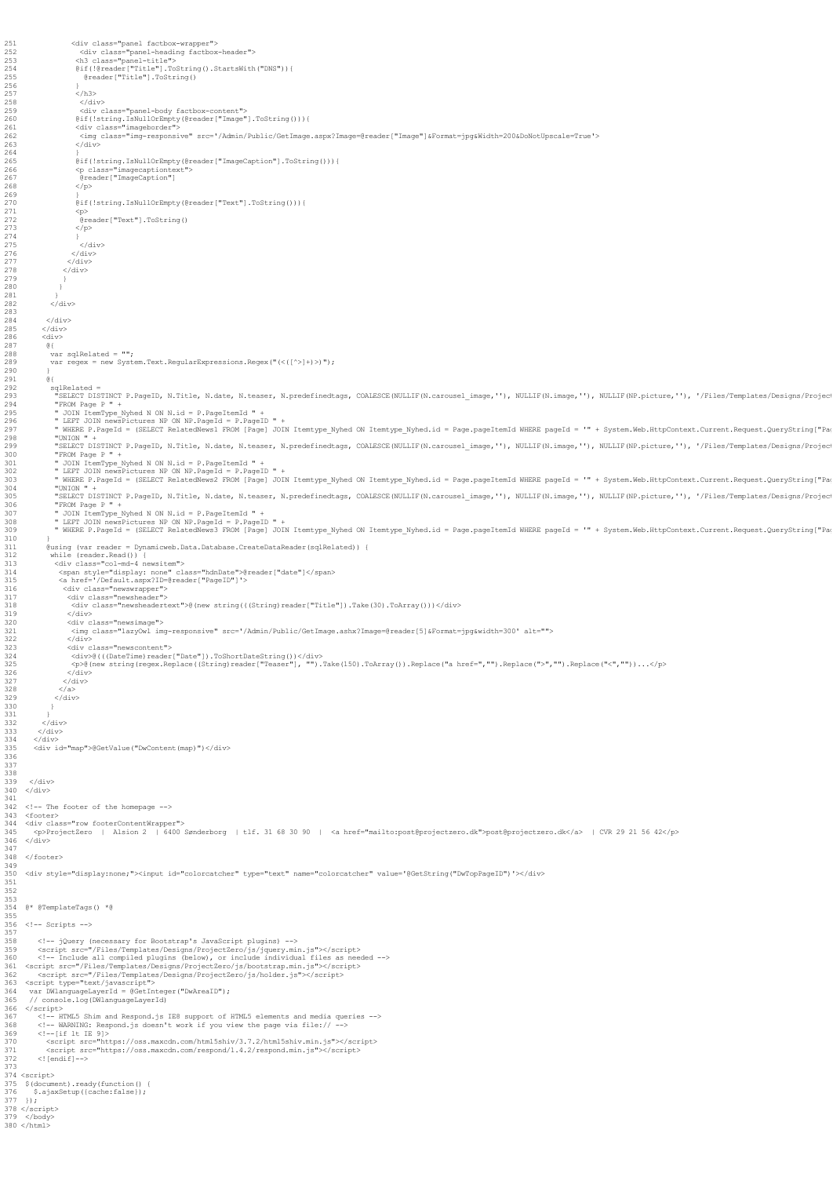```
251            <div class="panel factbox-wrapper">
252              <div class="panel-heading factbox-header">
253             <h3 class="panel-title">
254             @if(!@reader["Title"].ToString().StartsWith("DNS")){
255               @reader["Title"].ToString()
256             }
257             </h3>
258              </div>
259              <div class="panel-body factbox-content">
260             @if(!string.IsNullOrEmpty(@reader["Image"].ToString())){
261             <div class="imageborder">
262              <img class="img-responsive" src='/Admin/Public/GetImage.aspx?Image=@reader["Image"]&Format=jpg&Width=200&DoNotUpscale=True'>
263             </div>
264             }
265             @if(!string.IsNullOrEmpty(@reader["ImageCaption"].ToString())){
266             <p class="imagecaptiontext">
267              @reader["ImageCaption"]
268             </p>
269             }
270             @if(!string.IsNullOrEmpty(@reader["Text"].ToString())){
271             <p>
272              @reader["Text"].ToString()
273             </p>
274             }
275               </div>
276            </div>
277           </div>
278          </div>
279         }
280        }
281       }
282      </div>
283
284      </div>
285     </div>
286     <div>
287      @{
288       var sqlRelated = "";
289       var regex = new System.Text.RegularExpressions.Regex("(<([^>]+)>)");
290      }
291      @{
292       sqlRelated =
293        "SELECT DISTINCT P.PageID, N.Title, N.date, N.teaser, N.predefinedtags, COALESCE(NULLIF(N.carousel_image,''), NULLIF(N.image,''), NULLIF(NP.picture,''), '/Files/Templates/Designs/Project
294        "FROM Page P " +
295        " JOIN ItemType_Nyhed N ON N.id = P.PageItemId " +
296        " LEFT JOIN newsPictures NP ON NP.PageId = P.PageID " +
297        " WHERE P.PageId = (SELECT RelatedNews1 FROM [Page] JOIN Itemtype_Nyhed ON Itemtype_Nyhed.id = Page.pageItemId WHERE pageId = '" + System.Web.HttpContext.Current.Request.QueryString["Pa
298        "UNION " +
299        "SELECT DISTINCT P.PageID, N.Title, N.date, N.teaser, N.predefinedtags, COALESCE(NULLIF(N.carousel_image,''), NULLIF(N.image,''), NULLIF(NP.picture,''), '/Files/Templates/Designs/Project
300        "FROM Page P " +
301        " JOIN ItemType_Nyhed N ON N.id = P.PageItemId " +
302        " LEFT JOIN newsPictures NP ON NP.PageId = P.PageID " +
303        " WHERE P.PageId = (SELECT RelatedNews2 FROM [Page] JOIN Itemtype_Nyhed ON Itemtype_Nyhed.id = Page.pageItemId WHERE pageId = '" + System.Web.HttpContext.Current.Request.QueryString["Pa
304        "UNION " +
305        "SELECT DISTINCT P.PageID, N.Title, N.date, N.teaser, N.predefinedtags, COALESCE(NULLIF(N.carousel_image,''), NULLIF(N.image,''), NULLIF(NP.picture,''), '/Files/Templates/Designs/Project
306        "FROM Page P " +
307        " JOIN ItemType_Nyhed N ON N.id = P.PageItemId " +
308        " LEFT JOIN newsPictures NP ON NP.PageId = P.PageID " +
309        " WHERE P.PageId = (SELECT RelatedNews3 FROM [Page] JOIN Itemtype_Nyhed ON Itemtype_Nyhed.id = Page.pageItemId WHERE pageId = '" + System.Web.HttpContext.Current.Request.QueryString["Pa
310      }
311      @using (var reader = Dynamicweb.Data.Database.CreateDataReader(sqlRelated)) {
312       while (reader.Read()) {
313        <div class="col-md-4 newsitem">
314         <span style="display: none" class="hdnDate">@reader["date"]</span>
315         <a href='/Default.aspx?ID=@reader["PageID"]'>
316          <div class="newswrapper">
317           <div class="newsheader">
318            <div class="newsheadertext">@(new string(((String)reader["Title"]).Take(30).ToArray()))</div>
319           </div>
320           <div class="newsimage">
321            <img class="lazyOwl img-responsive" src='/Admin/Public/GetImage.ashx?Image=@reader[5]&Format=jpg&width=300' alt="">
322           </div>
323           <div class="newscontent">
324            <div>@(((DateTime)reader["Date"]).ToShortDateString())</div>
325            <p>@(new string(regex.Replace((String)reader["Teaser"], "").Take(150).ToArray()).Replace("a href=","").Replace(">","").Replace("<","")))...</p>
326           </div>
327          </div>
328         </a>
329        </div>
330       }
331      }
332     </div>
333    </div>
334   </div>
335   <div id="map">@GetValue("DwContent(map)")</div>
336
337
338
339  </div>
340 </div>
341
342 <!-- The footer of the homepage -->
343 <footer>
344 <div class="row footerContentWrapper">
345   <p>ProjectZero  |  Alsion 2  | 6400 Sønderborg  | tlf. 31 68 30 90  |  <a href="mailto:post@projectzero.dk">post@projectzero.dk</a>  | CVR 29 21 56 42</p>
346 </div>
347
348 </footer>
349
350 <div style="display:none;"><input id="colorcatcher" type="text" name="colorcatcher" value='@GetString("DwTopPageID")'></div>
351
352
353
354 @* @TemplateTags() *@
355
356 <!-- Scripts -->
357
358    <!-- jQuery (necessary for Bootstrap's JavaScript plugins) -->
359    <script src="/Files/Templates/Designs/ProjectZero/js/jquery.min.js"></script>
360    <!-- Include all compiled plugins (below), or include individual files as needed -->
361 <script src="/Files/Templates/Designs/ProjectZero/js/bootstrap.min.js"></script>
362    <script src="/Files/Templates/Designs/ProjectZero/js/holder.js"></script>
363 <script type="text/javascript">
364  var DWlanguageLayerId = @GetInteger("DwAreaID");
365  // console.log(DWlanguageLayerId)
366 </script>
367    <!-- HTML5 Shim and Respond.js IE8 support of HTML5 elements and media queries -->
368    <!-- WARNING: Respond.js doesn't work if you view the page via file:// -->
369    <!--[if lt IE 9]>
370      <script src="https://oss.maxcdn.com/html5shiv/3.7.2/html5shiv.min.js"></script>
371      <script src="https://oss.maxcdn.com/respond/1.4.2/respond.min.js"></script>
372    <![endif]-->
373
374 <script>
375  $(document).ready(function() {
376    $.ajaxSetup({cache:false});
377  });
378 </script>
379  </body>
380 </html>
```